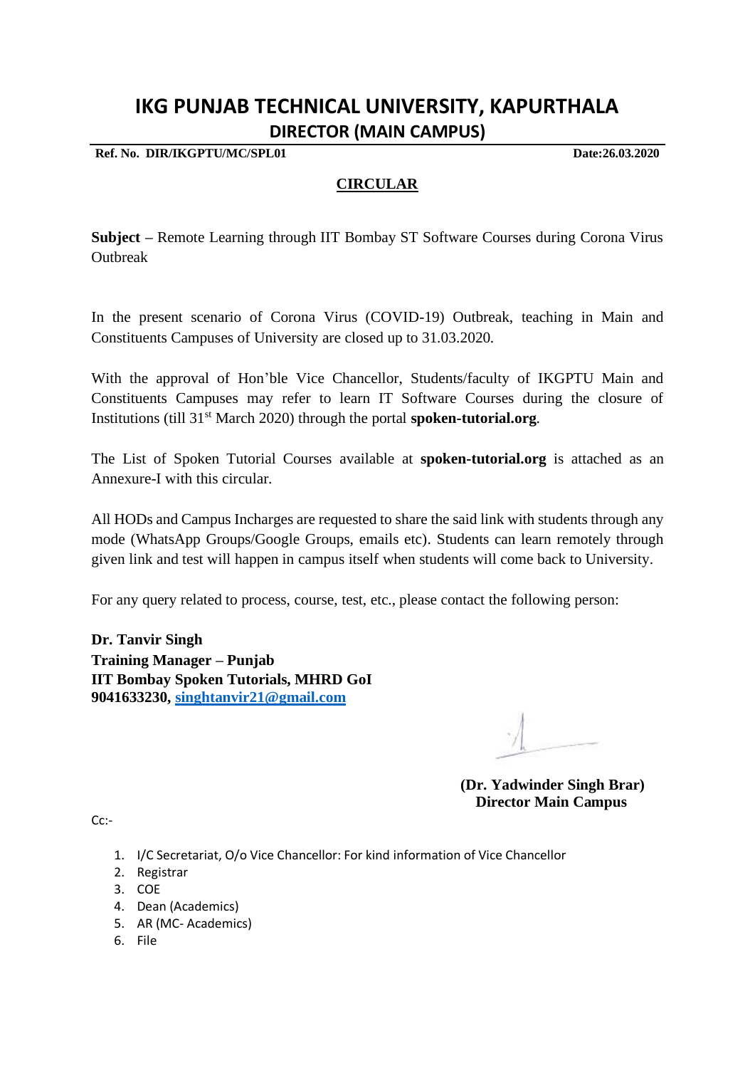# IKG PUNJAB TECHNICAL UNIVERSITY, KAPURTHALA

## DIRECTOR (MAIN CAMPUS)

**Ref. No. DIR/IKGPTU/MC/SPL01** **Date:26.03.2020**

### CIRCULAR

**Subject** – Remote Learning through IIT Bombay ST Software Courses during Corona Virus Outbreak

In the present scenario of Corona Virus (COVID-19) Outbreak, teaching in Main and Constituents Campuses of University are closed up to 31.03.2020.

With the approval of Hon'ble Vice Chancellor, Students/faculty of IKGPTU Main and Constituents Campuses may refer to learn IT Software Courses during the closure of Institutions (till 31st March 2020) through the portal **spoken-tutorial.org**.

The List of Spoken Tutorial Courses available at **spoken-tutorial.org** is attached as an Annexure-I with this circular.

All HODs and Campus Incharges are requested to share the said link with students through any mode (WhatsApp Groups/Google Groups, emails etc). Students can learn remotely through given link and test will happen in campus itself when students will come back to University.

For any query related to process, course, test, etc., please contact the following person:

**Dr. Tanvir Singh**
**Training Manager – Punjab**
**IIT Bombay Spoken Tutorials, MHRD GoI**
**9041633230, singhtanvir21@gmail.com**

**(Dr. Yadwinder Singh Brar)**
**Director Main Campus**

Cc:-

1. I/C Secretariat, O/o Vice Chancellor: For kind information of Vice Chancellor
2. Registrar
3. COE
4. Dean (Academics)
5. AR (MC- Academics)
6. File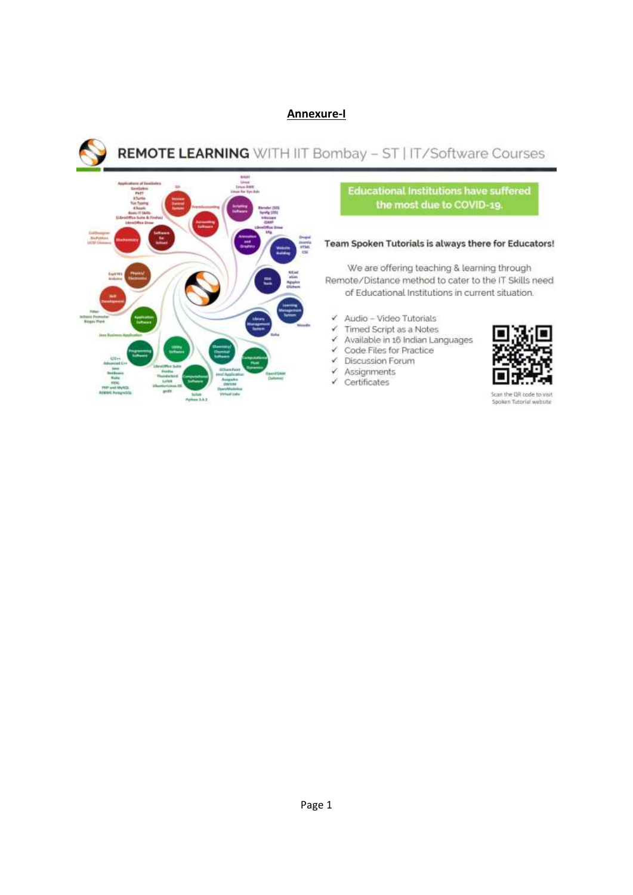## Annexure-I

# REMOTE LEARNING WITH IIT Bombay – ST | IT/Software Courses

**Educational Institutions have suffered the most due to COVID-19.**

**Team Spoken Tutorials is always there for Educators!**

We are offering teaching & learning through Remote/Distance method to cater to the IT Skills need of Educational Institutions in current situation.

- ✓ Audio – Video Tutorials
- ✓ Timed Script as a Notes
- ✓ Available in 16 Indian Languages
- ✓ Code Files for Practice
- ✓ Discussion Forum
- ✓ Assignments
- ✓ Certificates

Scan the QR code to visit Spoken Tutorial website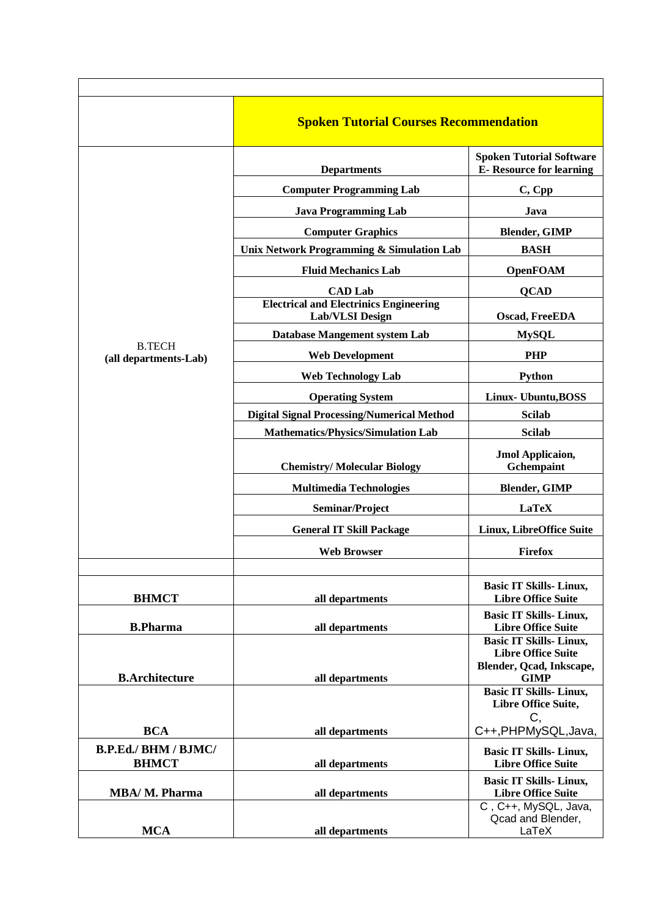| | | |
|---|---|---|
| | **Spoken Tutorial Courses Recommendation** | |
| B.TECH **(all departments-Lab)** | **Departments** | **Spoken Tutorial Software E- Resource for learning** |
| | **Computer Programming Lab** | **C, Cpp** |
| | **Java Programming Lab** | **Java** |
| | **Computer Graphics** | **Blender, GIMP** |
| | **Unix Network Programming & Simulation Lab** | **BASH** |
| | **Fluid Mechanics Lab** | **OpenFOAM** |
| | **CAD Lab** | **QCAD** |
| | **Electrical and Electrinics Engineering Lab/VLSI Design** | **Oscad, FreeEDA** |
| | **Database Mangement system Lab** | **MySQL** |
| | **Web Development** | **PHP** |
| | **Web Technology Lab** | **Python** |
| | **Operating System** | **Linux- Ubuntu,BOSS** |
| | **Digital Signal Processing/Numerical Method** | **Scilab** |
| | **Mathematics/Physics/Simulation Lab** | **Scilab** |
| | **Chemistry/ Molecular Biology** | **Jmol Applicaion, Gchempaint** |
| | **Multimedia Technologies** | **Blender, GIMP** |
| | **Seminar/Project** | **LaTeX** |
| | **General IT Skill Package** | **Linux, LibreOffice Suite** |
| | **Web Browser** | **Firefox** |
| | | |
| **BHMCT** | **all departments** | **Basic IT Skills- Linux, Libre Office Suite** |
| **B.Pharma** | **all departments** | **Basic IT Skills- Linux, Libre Office Suite** |
| **B.Architecture** | **all departments** | **Basic IT Skills- Linux, Libre Office Suite Blender, Qcad, Inkscape, GIMP** |
| **BCA** | **all departments** | **Basic IT Skills- Linux, Libre Office Suite,** C, C++,PHPMySQL,Java, |
| **B.P.Ed./ BHM / BJMC/ BHMCT** | **all departments** | **Basic IT Skills- Linux, Libre Office Suite** |
| **MBA/ M. Pharma** | **all departments** | **Basic IT Skills- Linux, Libre Office Suite** |
| **MCA** | **all departments** | C , C++, MySQL, Java, Qcad and Blender, LaTeX |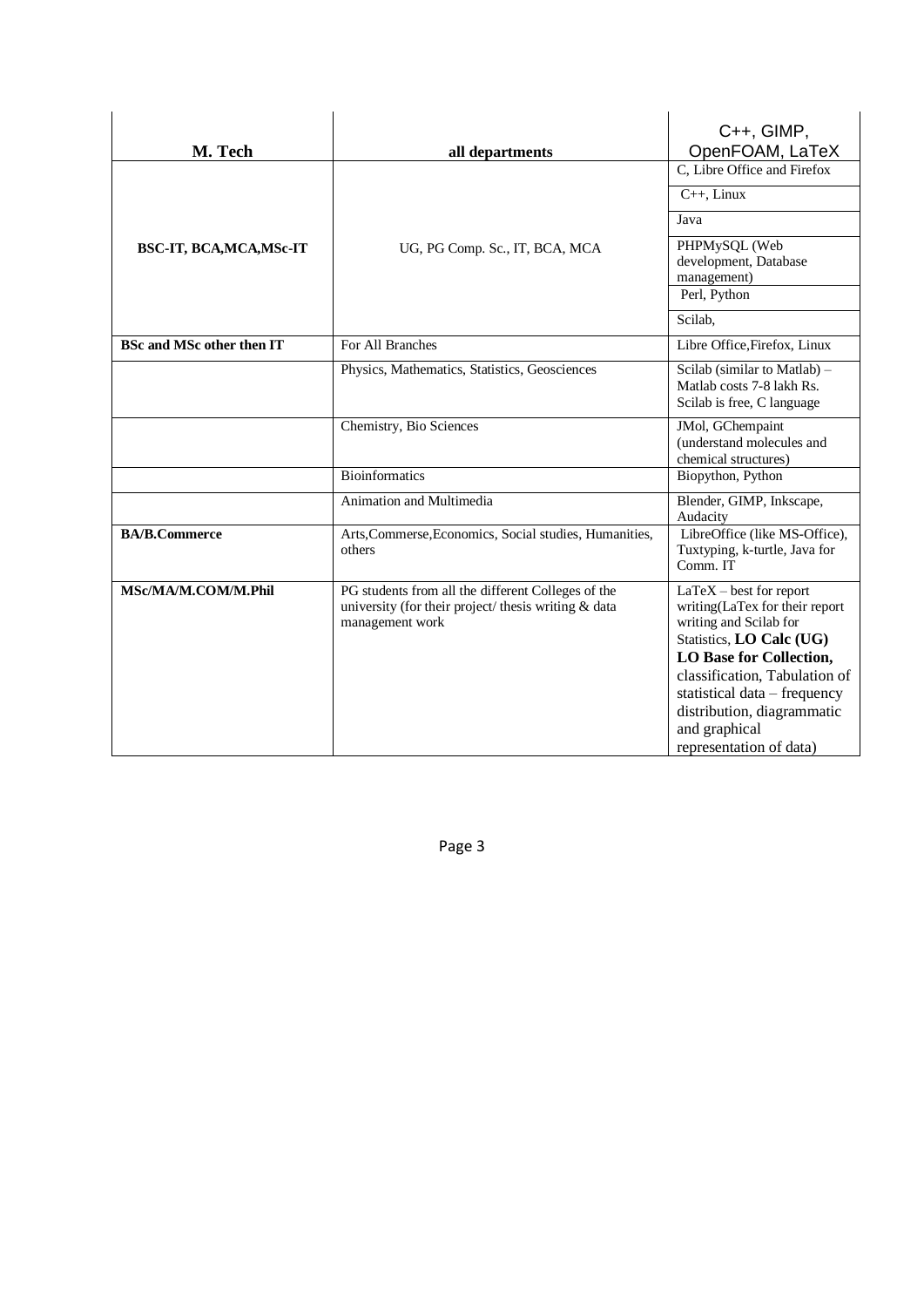| | | |
|---|---|---|
| **M. Tech** | **all departments** | C++, GIMP, OpenFOAM, LaTeX |
| **BSC-IT, BCA,MCA,MSc-IT** | UG, PG Comp. Sc., IT, BCA, MCA | C, Libre Office and Firefox |
| | | C++, Linux |
| | | Java |
| | | PHPMySQL (Web development, Database management) |
| | | Perl, Python |
| | | Scilab, |
| **BSc and MSc other then IT** | For All Branches | Libre Office,Firefox, Linux |
| | Physics, Mathematics, Statistics, Geosciences | Scilab (similar to Matlab) – Matlab costs 7-8 lakh Rs. Scilab is free, C language |
| | Chemistry, Bio Sciences | JMol, GChempaint (understand molecules and chemical structures) |
| | Bioinformatics | Biopython, Python |
| | Animation and Multimedia | Blender, GIMP, Inkscape, Audacity |
| **BA/B.Commerce** | Arts,Commerse,Economics, Social studies, Humanities, others | LibreOffice (like MS-Office), Tuxtyping, k-turtle, Java for Comm. IT |
| **MSc/MA/M.COM/M.Phil** | PG students from all the different Colleges of the university (for their project/ thesis writing & data management work | LaTeX – best for report writing(LaTex for their report writing and Scilab for Statistics, **LO Calc (UG) LO Base for Collection,** classification, Tabulation of statistical data – frequency distribution, diagrammatic and graphical representation of data) |